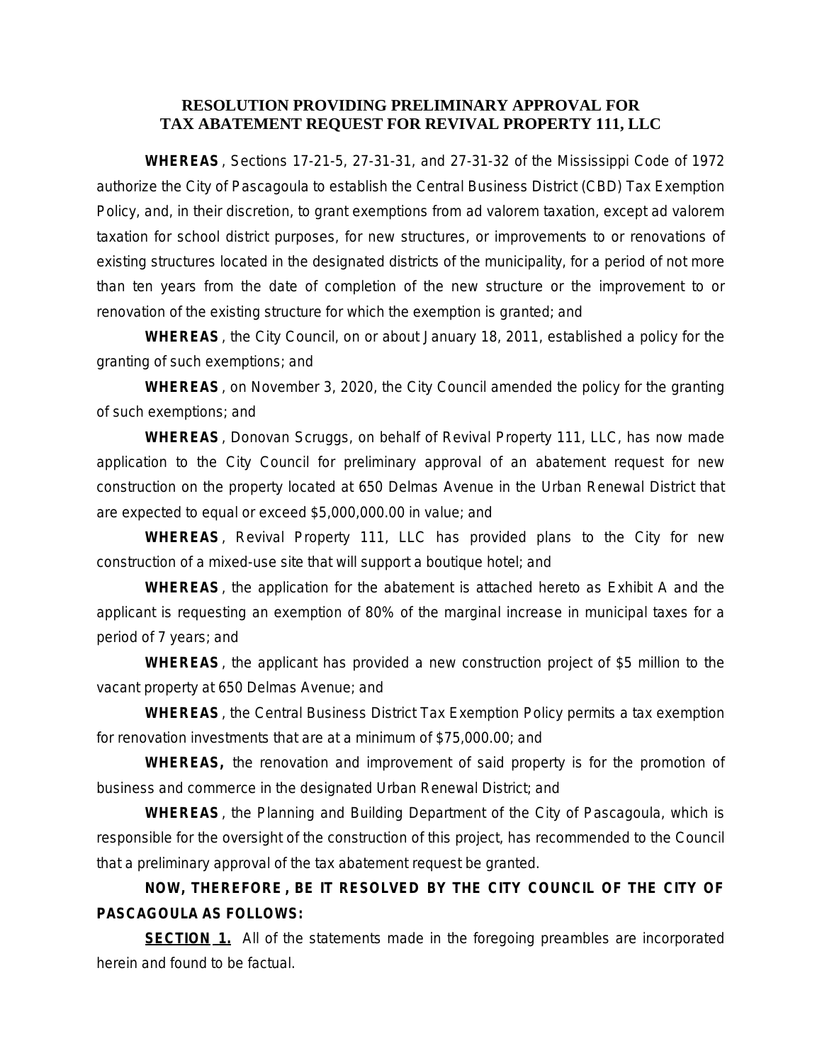# RESOLUTION PROVIDING PRELIMINARY APPROVAL FOR TAX ABATEMENT REQUEST FOR REVIVAL PROPERTY 111, LLC

**WHEREAS**, Sections 17-21-5, 27-31-31, and 27-31-32 of the Mississippi Code of 1972 authorize the City of Pascagoula to establish the Central Business District (CBD) Tax Exemption Policy, and, in their discretion, to grant exemptions from ad valorem taxation, except ad valorem taxation for school district purposes, for new structures, or improvements to or renovations of existing structures located in the designated districts of the municipality, for a period of not more than ten years from the date of completion of the new structure or the improvement to or renovation of the existing structure for which the exemption is granted; and

**WHEREAS**, the City Council, on or about January 18, 2011, established a policy for the granting of such exemptions; and

**WHEREAS**, on November 3, 2020, the City Council amended the policy for the granting of such exemptions; and

**WHEREAS**, Donovan Scruggs, on behalf of Revival Property 111, LLC, has now made application to the City Council for preliminary approval of an abatement request for new construction on the property located at 650 Delmas Avenue in the Urban Renewal District that are expected to equal or exceed $5,000,000.00 in value; and

**WHEREAS**, Revival Property 111, LLC has provided plans to the City for new construction of a mixed-use site that will support a boutique hotel; and

**WHEREAS**, the application for the abatement is attached hereto as Exhibit A and the applicant is requesting an exemption of 80% of the marginal increase in municipal taxes for a period of 7 years; and

**WHEREAS**, the applicant has provided a new construction project of $5 million to the vacant property at 650 Delmas Avenue; and

**WHEREAS**, the Central Business District Tax Exemption Policy permits a tax exemption for renovation investments that are at a minimum of $75,000.00; and

**WHEREAS,** the renovation and improvement of said property is for the promotion of business and commerce in the designated Urban Renewal District; and

**WHEREAS**, the Planning and Building Department of the City of Pascagoula, which is responsible for the oversight of the construction of this project, has recommended to the Council that a preliminary approval of the tax abatement request be granted.

**NOW, THEREFORE, BE IT RESOLVED BY THE CITY COUNCIL OF THE CITY OF PASCAGOULA AS FOLLOWS:**

**SECTION 1.** All of the statements made in the foregoing preambles are incorporated herein and found to be factual.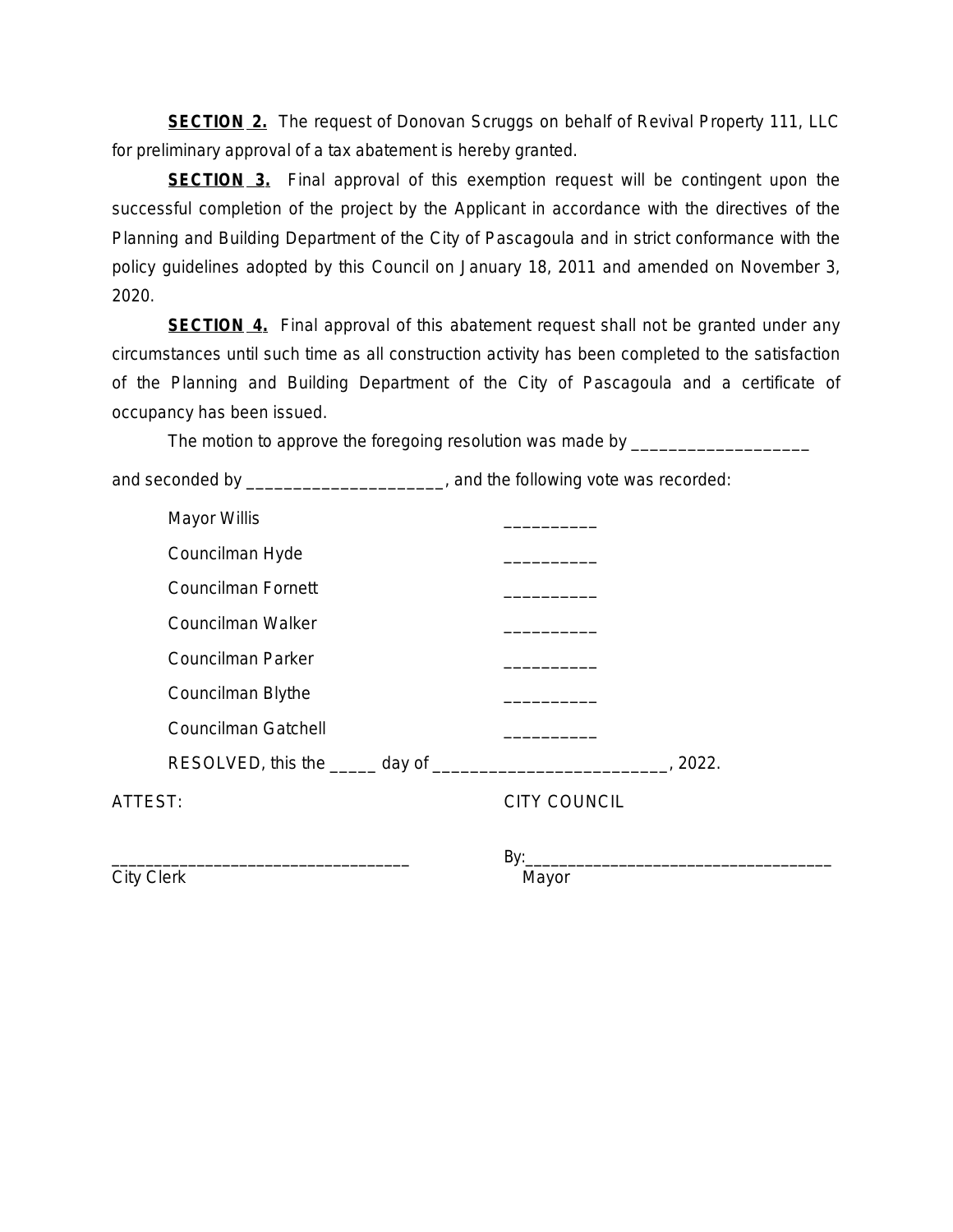**SECTION 2.** The request of Donovan Scruggs on behalf of Revival Property 111, LLC for preliminary approval of a tax abatement is hereby granted.

**SECTION 3.** Final approval of this exemption request will be contingent upon the successful completion of the project by the Applicant in accordance with the directives of the Planning and Building Department of the City of Pascagoula and in strict conformance with the policy guidelines adopted by this Council on January 18, 2011 and amended on November 3, 2020.

**SECTION 4.** Final approval of this abatement request shall not be granted under any circumstances until such time as all construction activity has been completed to the satisfaction of the Planning and Building Department of the City of Pascagoula and a certificate of occupancy has been issued.

The motion to approve the foregoing resolution was made by ___________________ and seconded by _____________________, and the following vote was recorded:

| | |
|---|---|
| Mayor Willis | __________ |
| Councilman Hyde | __________ |
| Councilman Fornett | __________ |
| Councilman Walker | __________ |
| Councilman Parker | __________ |
| Councilman Blythe | __________ |
| Councilman Gatchell | __________ |

RESOLVED, this the _____ day of _________________________, 2022.

ATTEST:

__________________________________
City Clerk

CITY COUNCIL

By:__________________________________
Mayor